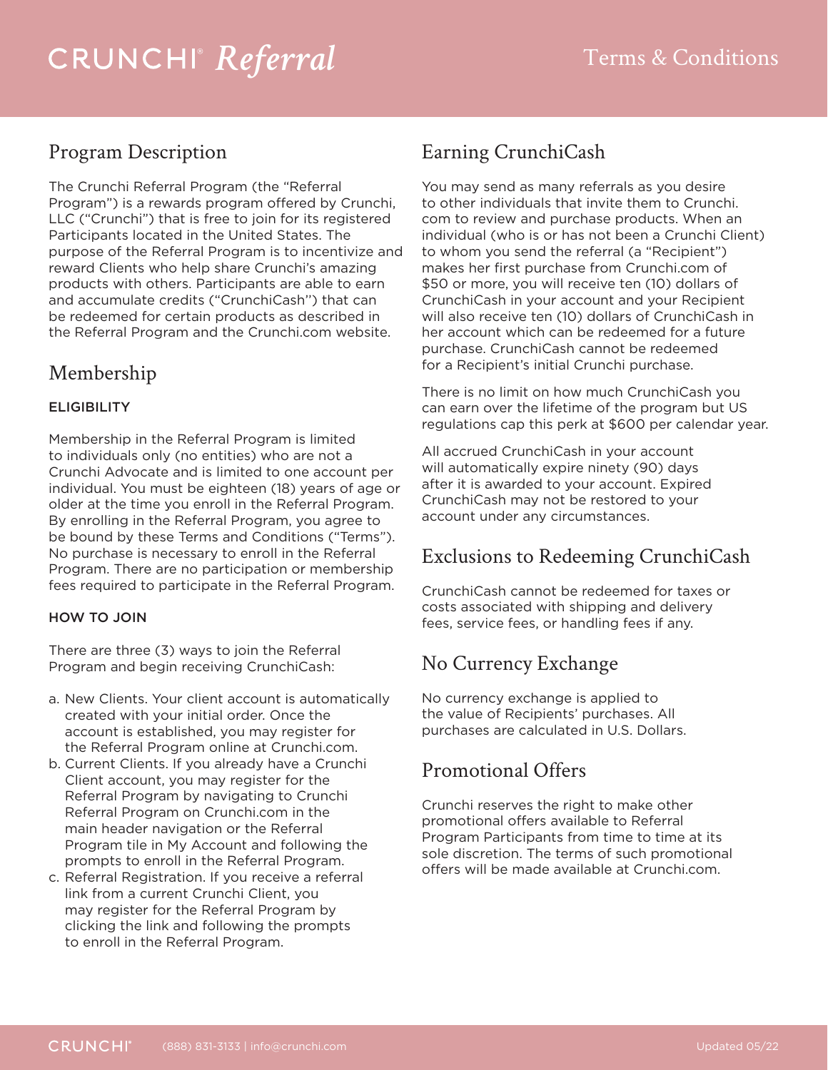# CRUNCHI® *Referral*

Terms & Conditions

## Program Description

The Crunchi Referral Program (the "Referral Program") is a rewards program offered by Crunchi, LLC ("Crunchi") that is free to join for its registered Participants located in the United States. The purpose of the Referral Program is to incentivize and reward Clients who help share Crunchi's amazing products with others. Participants are able to earn and accumulate credits ("CrunchiCash") that can be redeemed for certain products as described in the Referral Program and the Crunchi.com website.

## Membership

### ELIGIBILITY

Membership in the Referral Program is limited to individuals only (no entities) who are not a Crunchi Advocate and is limited to one account per individual. You must be eighteen (18) years of age or older at the time you enroll in the Referral Program. By enrolling in the Referral Program, you agree to be bound by these Terms and Conditions ("Terms"). No purchase is necessary to enroll in the Referral Program. There are no participation or membership fees required to participate in the Referral Program.

### HOW TO JOIN

There are three (3) ways to join the Referral Program and begin receiving CrunchiCash:

a. New Clients. Your client account is automatically created with your initial order. Once the account is established, you may register for the Referral Program online at Crunchi.com.
b. Current Clients. If you already have a Crunchi Client account, you may register for the Referral Program by navigating to Crunchi Referral Program on Crunchi.com in the main header navigation or the Referral Program tile in My Account and following the prompts to enroll in the Referral Program.
c. Referral Registration. If you receive a referral link from a current Crunchi Client, you may register for the Referral Program by clicking the link and following the prompts to enroll in the Referral Program.

## Earning CrunchiCash

You may send as many referrals as you desire to other individuals that invite them to Crunchi.com to review and purchase products. When an individual (who is or has not been a Crunchi Client) to whom you send the referral (a "Recipient") makes her first purchase from Crunchi.com of $50 or more, you will receive ten (10) dollars of CrunchiCash in your account and your Recipient will also receive ten (10) dollars of CrunchiCash in her account which can be redeemed for a future purchase. CrunchiCash cannot be redeemed for a Recipient's initial Crunchi purchase.

There is no limit on how much CrunchiCash you can earn over the lifetime of the program but US regulations cap this perk at $600 per calendar year.

All accrued CrunchiCash in your account will automatically expire ninety (90) days after it is awarded to your account. Expired CrunchiCash may not be restored to your account under any circumstances.

## Exclusions to Redeeming CrunchiCash

CrunchiCash cannot be redeemed for taxes or costs associated with shipping and delivery fees, service fees, or handling fees if any.

## No Currency Exchange

No currency exchange is applied to the value of Recipients' purchases. All purchases are calculated in U.S. Dollars.

## Promotional Offers

Crunchi reserves the right to make other promotional offers available to Referral Program Participants from time to time at its sole discretion. The terms of such promotional offers will be made available at Crunchi.com.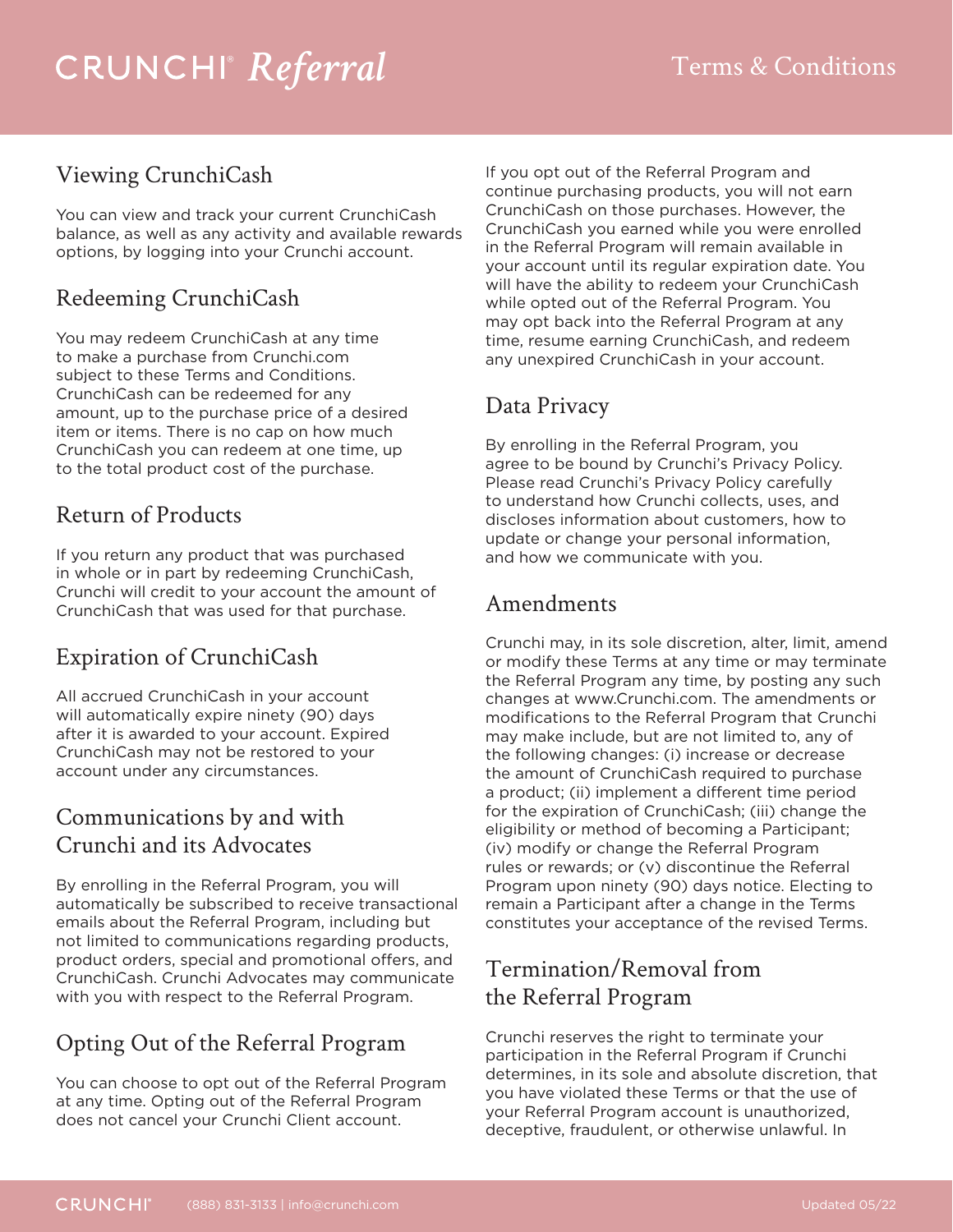## Viewing CrunchiCash

You can view and track your current CrunchiCash balance, as well as any activity and available rewards options, by logging into your Crunchi account.

## Redeeming CrunchiCash

You may redeem CrunchiCash at any time to make a purchase from Crunchi.com subject to these Terms and Conditions. CrunchiCash can be redeemed for any amount, up to the purchase price of a desired item or items. There is no cap on how much CrunchiCash you can redeem at one time, up to the total product cost of the purchase.

## Return of Products

If you return any product that was purchased in whole or in part by redeeming CrunchiCash, Crunchi will credit to your account the amount of CrunchiCash that was used for that purchase.

## Expiration of CrunchiCash

All accrued CrunchiCash in your account will automatically expire ninety (90) days after it is awarded to your account. Expired CrunchiCash may not be restored to your account under any circumstances.

## Communications by and with Crunchi and its Advocates

By enrolling in the Referral Program, you will automatically be subscribed to receive transactional emails about the Referral Program, including but not limited to communications regarding products, product orders, special and promotional offers, and CrunchiCash. Crunchi Advocates may communicate with you with respect to the Referral Program.

## Opting Out of the Referral Program

You can choose to opt out of the Referral Program at any time. Opting out of the Referral Program does not cancel your Crunchi Client account.

If you opt out of the Referral Program and continue purchasing products, you will not earn CrunchiCash on those purchases. However, the CrunchiCash you earned while you were enrolled in the Referral Program will remain available in your account until its regular expiration date. You will have the ability to redeem your CrunchiCash while opted out of the Referral Program. You may opt back into the Referral Program at any time, resume earning CrunchiCash, and redeem any unexpired CrunchiCash in your account.

## Data Privacy

By enrolling in the Referral Program, you agree to be bound by Crunchi's Privacy Policy. Please read Crunchi's Privacy Policy carefully to understand how Crunchi collects, uses, and discloses information about customers, how to update or change your personal information, and how we communicate with you.

## Amendments

Crunchi may, in its sole discretion, alter, limit, amend or modify these Terms at any time or may terminate the Referral Program any time, by posting any such changes at www.Crunchi.com. The amendments or modifications to the Referral Program that Crunchi may make include, but are not limited to, any of the following changes: (i) increase or decrease the amount of CrunchiCash required to purchase a product; (ii) implement a different time period for the expiration of CrunchiCash; (iii) change the eligibility or method of becoming a Participant; (iv) modify or change the Referral Program rules or rewards; or (v) discontinue the Referral Program upon ninety (90) days notice. Electing to remain a Participant after a change in the Terms constitutes your acceptance of the revised Terms.

## Termination/Removal from the Referral Program

Crunchi reserves the right to terminate your participation in the Referral Program if Crunchi determines, in its sole and absolute discretion, that you have violated these Terms or that the use of your Referral Program account is unauthorized, deceptive, fraudulent, or otherwise unlawful. In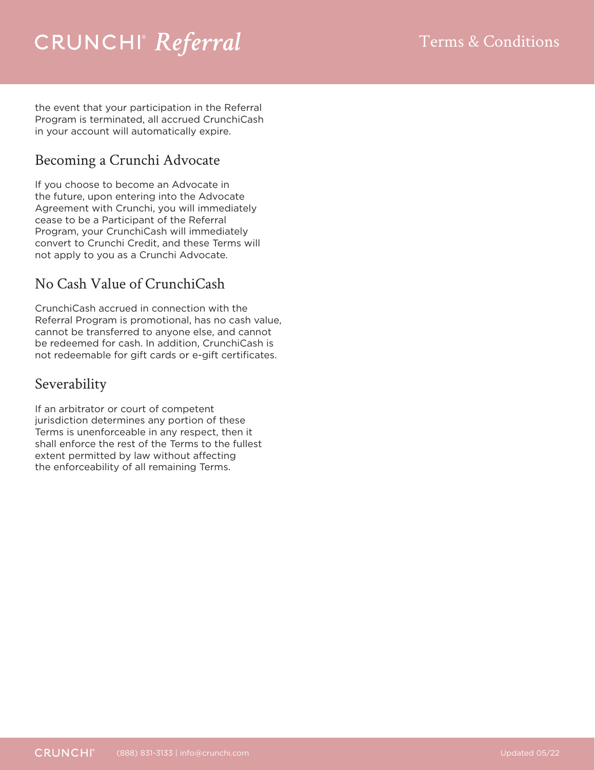the event that your participation in the Referral Program is terminated, all accrued CrunchiCash in your account will automatically expire.

## Becoming a Crunchi Advocate

If you choose to become an Advocate in the future, upon entering into the Advocate Agreement with Crunchi, you will immediately cease to be a Participant of the Referral Program, your CrunchiCash will immediately convert to Crunchi Credit, and these Terms will not apply to you as a Crunchi Advocate.

## No Cash Value of CrunchiCash

CrunchiCash accrued in connection with the Referral Program is promotional, has no cash value, cannot be transferred to anyone else, and cannot be redeemed for cash. In addition, CrunchiCash is not redeemable for gift cards or e-gift certificates.

## Severability

If an arbitrator or court of competent jurisdiction determines any portion of these Terms is unenforceable in any respect, then it shall enforce the rest of the Terms to the fullest extent permitted by law without affecting the enforceability of all remaining Terms.